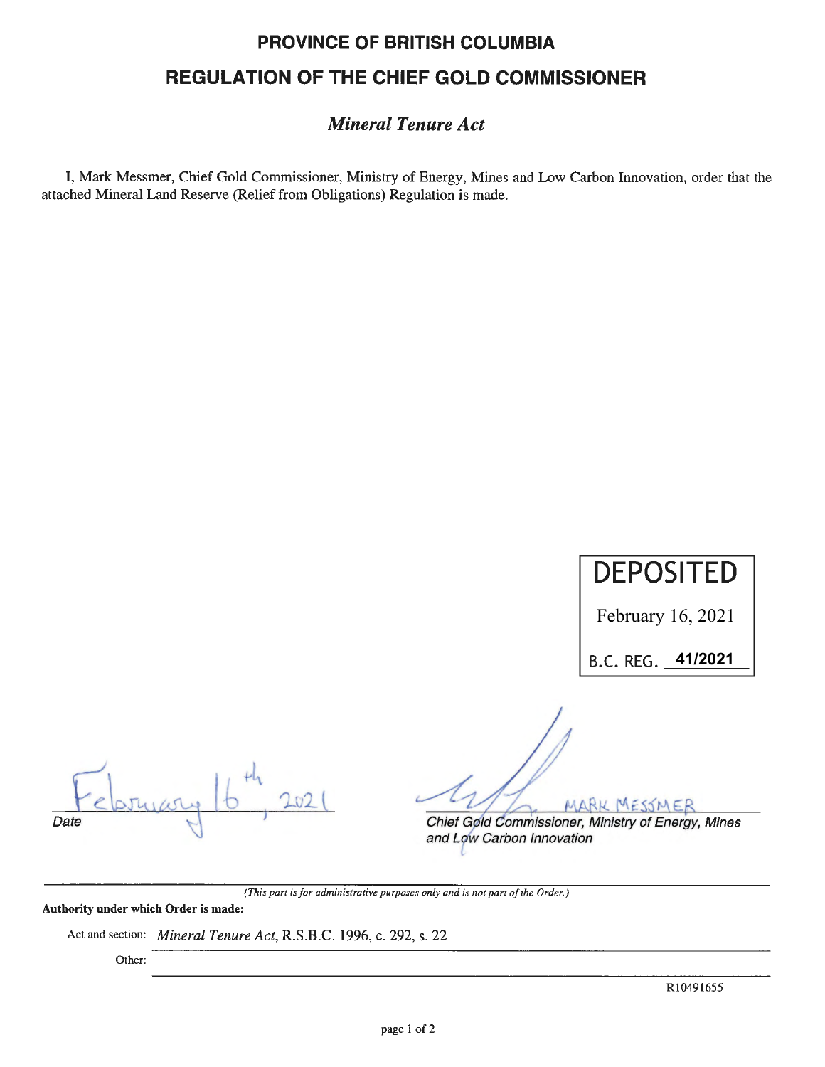# PROVINCE OF BRITISH COLUMBIA

# REGULATION OF THE CHIEF GOLD COMMISSIONER

## *Mineral Tenure Act*

I, Mark Messmer, Chief Gold Commissioner, Ministry of Energy, Mines and Low Carbon Innovation, order that the attached Mineral Land Reserve (Relief from Obligations) Regulation is made.

DEPOSITED

February 16, 2021

B.C. REG. **41/2021**

February 16th, 2021
*Date*

MARK MESSMER
*Chief Gold Commissioner, Ministry of Energy, Mines and Low Carbon Innovation*

*(This part is for administrative purposes only and is not part of the Order.)*

**Authority under which Order is made:**

Act and section: *Mineral Tenure Act*, R.S.B.C. 1996, c. 292, s. 22

Other:

R10491655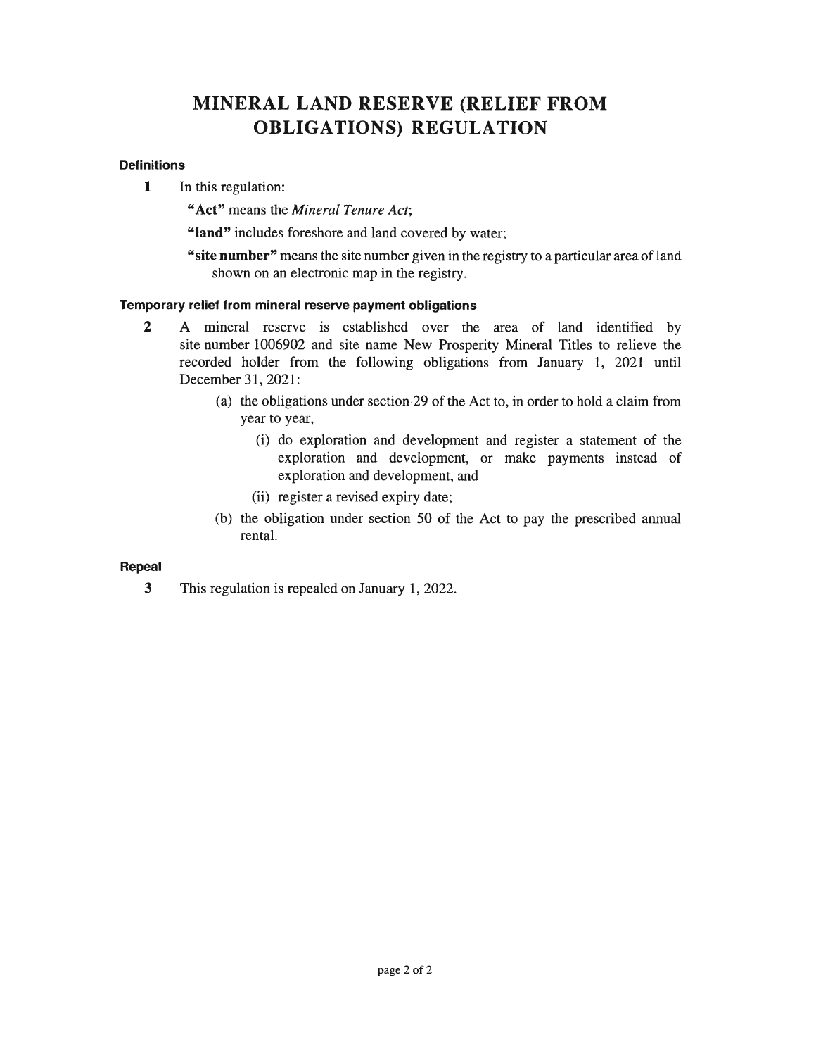# MINERAL LAND RESERVE (RELIEF FROM OBLIGATIONS) REGULATION

### Definitions

**1** In this regulation:

**"Act"** means the *Mineral Tenure Act*;

**"land"** includes foreshore and land covered by water;

**"site number"** means the site number given in the registry to a particular area of land shown on an electronic map in the registry.

### Temporary relief from mineral reserve payment obligations

**2** A mineral reserve is established over the area of land identified by site number 1006902 and site name New Prosperity Mineral Titles to relieve the recorded holder from the following obligations from January 1, 2021 until December 31, 2021:

- (a) the obligations under section 29 of the Act to, in order to hold a claim from year to year,
  - (i) do exploration and development and register a statement of the exploration and development, or make payments instead of exploration and development, and
  - (ii) register a revised expiry date;
- (b) the obligation under section 50 of the Act to pay the prescribed annual rental.

### Repeal

**3** This regulation is repealed on January 1, 2022.